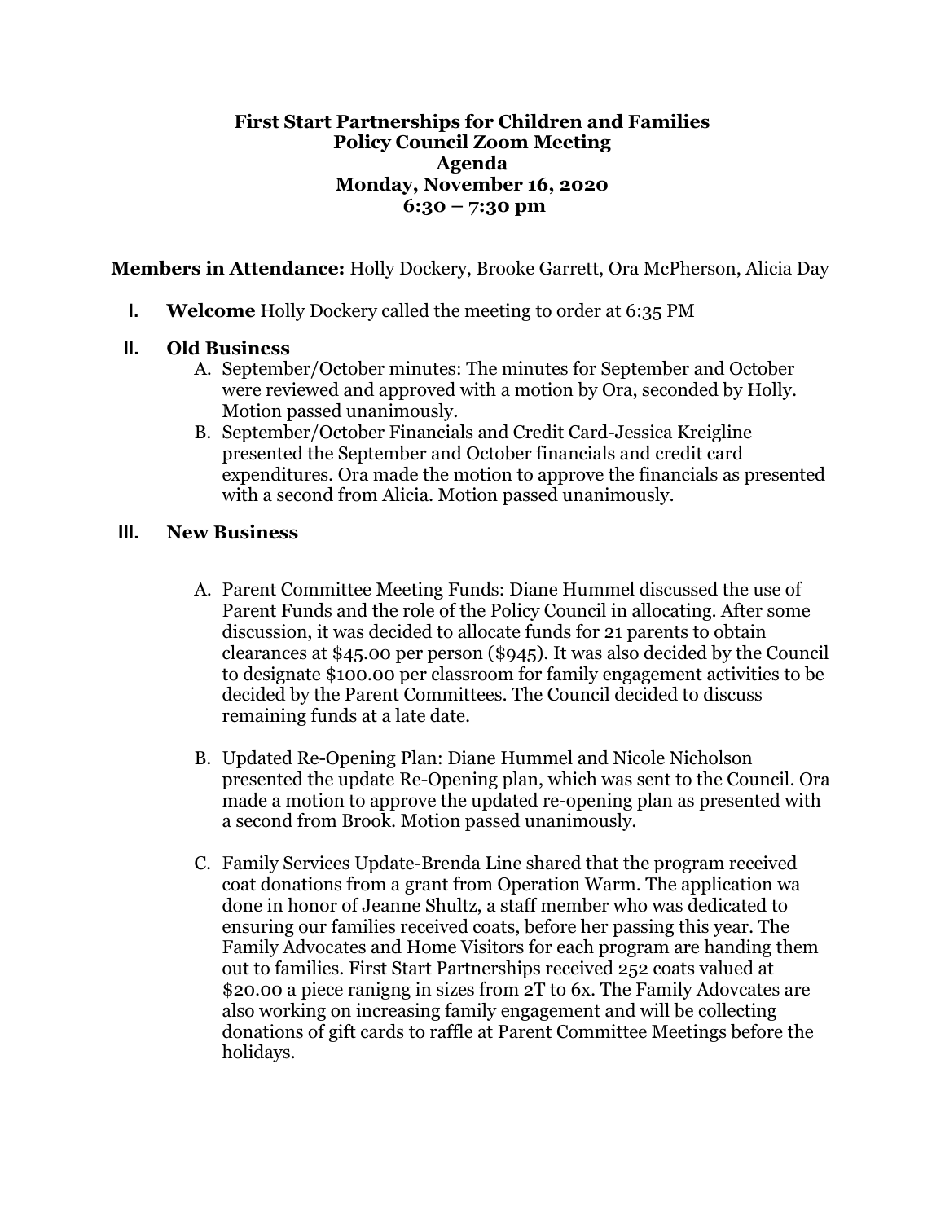**First Start Partnerships for Children and Families**
**Policy Council Zoom Meeting**
**Agenda**
**Monday, November 16, 2020**
**6:30 – 7:30 pm**

**Members in Attendance:** Holly Dockery, Brooke Garrett, Ora McPherson, Alicia Day

I. **Welcome** Holly Dockery called the meeting to order at 6:35 PM

II. **Old Business**
   A. September/October minutes: The minutes for September and October were reviewed and approved with a motion by Ora, seconded by Holly. Motion passed unanimously.
   B. September/October Financials and Credit Card-Jessica Kreigline presented the September and October financials and credit card expenditures. Ora made the motion to approve the financials as presented with a second from Alicia. Motion passed unanimously.

III. **New Business**

   A. Parent Committee Meeting Funds: Diane Hummel discussed the use of Parent Funds and the role of the Policy Council in allocating. After some discussion, it was decided to allocate funds for 21 parents to obtain clearances at $45.00 per person ($945). It was also decided by the Council to designate $100.00 per classroom for family engagement activities to be decided by the Parent Committees. The Council decided to discuss remaining funds at a late date.

   B. Updated Re-Opening Plan: Diane Hummel and Nicole Nicholson presented the update Re-Opening plan, which was sent to the Council. Ora made a motion to approve the updated re-opening plan as presented with a second from Brook. Motion passed unanimously.

   C. Family Services Update-Brenda Line shared that the program received coat donations from a grant from Operation Warm. The application wa done in honor of Jeanne Shultz, a staff member who was dedicated to ensuring our families received coats, before her passing this year. The Family Advocates and Home Visitors for each program are handing them out to families. First Start Partnerships received 252 coats valued at $20.00 a piece ranigng in sizes from 2T to 6x. The Family Adovcates are also working on increasing family engagement and will be collecting donations of gift cards to raffle at Parent Committee Meetings before the holidays.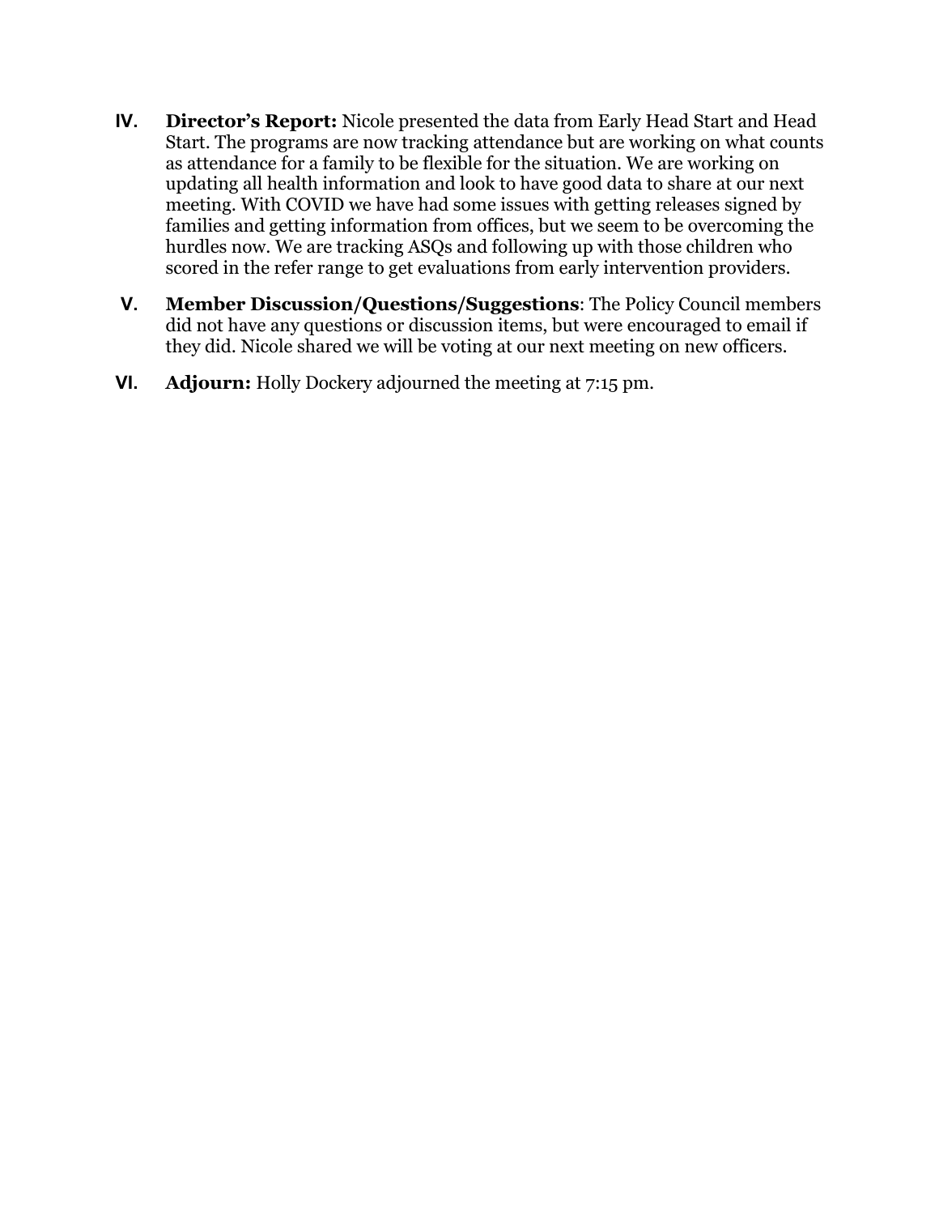IV. **Director's Report:** Nicole presented the data from Early Head Start and Head Start. The programs are now tracking attendance but are working on what counts as attendance for a family to be flexible for the situation. We are working on updating all health information and look to have good data to share at our next meeting. With COVID we have had some issues with getting releases signed by families and getting information from offices, but we seem to be overcoming the hurdles now. We are tracking ASQs and following up with those children who scored in the refer range to get evaluations from early intervention providers.

V. **Member Discussion/Questions/Suggestions**: The Policy Council members did not have any questions or discussion items, but were encouraged to email if they did. Nicole shared we will be voting at our next meeting on new officers.

VI. **Adjourn:** Holly Dockery adjourned the meeting at 7:15 pm.